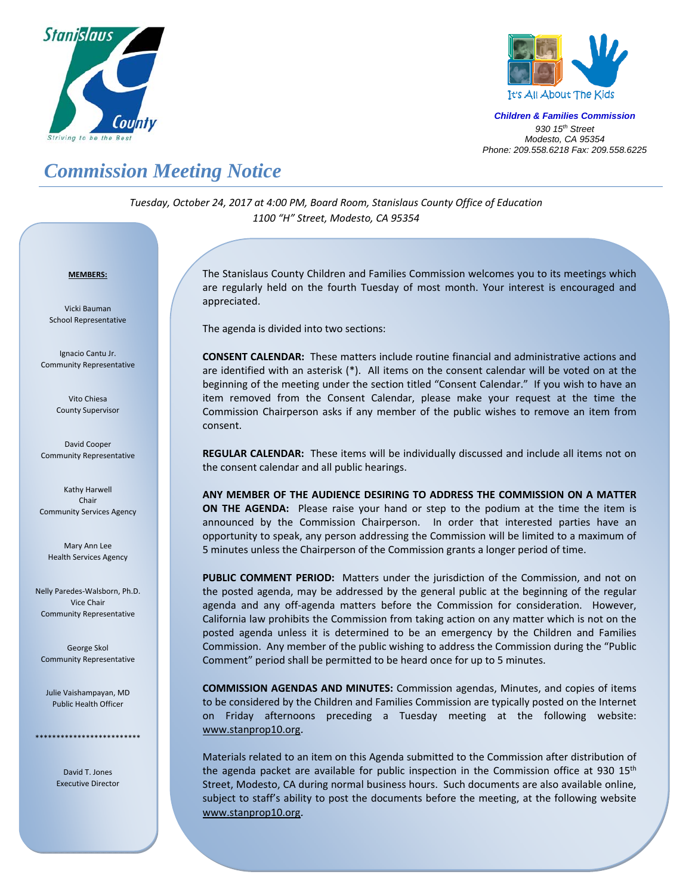Stanislaus County
*Striving to be the Best*

It's All About The Kids

***Children & Families Commission***
*930 15th Street*
*Modesto, CA 95354*
*Phone: 209.558.6218 Fax: 209.558.6225*

# *Commission Meeting Notice*

*Tuesday, October 24, 2017 at 4:00 PM, Board Room, Stanislaus County Office of Education*
*1100 "H" Street, Modesto, CA 95354*

**MEMBERS:**

Vicki Bauman
School Representative

Ignacio Cantu Jr.
Community Representative

Vito Chiesa
County Supervisor

David Cooper
Community Representative

Kathy Harwell
Chair
Community Services Agency

Mary Ann Lee
Health Services Agency

Nelly Paredes-Walsborn, Ph.D.
Vice Chair
Community Representative

George Skol
Community Representative

Julie Vaishampayan, MD
Public Health Officer

*************************

David T. Jones
Executive Director

The Stanislaus County Children and Families Commission welcomes you to its meetings which are regularly held on the fourth Tuesday of most month. Your interest is encouraged and appreciated.

The agenda is divided into two sections:

**CONSENT CALENDAR:** These matters include routine financial and administrative actions and are identified with an asterisk (*). All items on the consent calendar will be voted on at the beginning of the meeting under the section titled "Consent Calendar." If you wish to have an item removed from the Consent Calendar, please make your request at the time the Commission Chairperson asks if any member of the public wishes to remove an item from consent.

**REGULAR CALENDAR:** These items will be individually discussed and include all items not on the consent calendar and all public hearings.

**ANY MEMBER OF THE AUDIENCE DESIRING TO ADDRESS THE COMMISSION ON A MATTER ON THE AGENDA:** Please raise your hand or step to the podium at the time the item is announced by the Commission Chairperson. In order that interested parties have an opportunity to speak, any person addressing the Commission will be limited to a maximum of 5 minutes unless the Chairperson of the Commission grants a longer period of time.

**PUBLIC COMMENT PERIOD:** Matters under the jurisdiction of the Commission, and not on the posted agenda, may be addressed by the general public at the beginning of the regular agenda and any off-agenda matters before the Commission for consideration. However, California law prohibits the Commission from taking action on any matter which is not on the posted agenda unless it is determined to be an emergency by the Children and Families Commission. Any member of the public wishing to address the Commission during the "Public Comment" period shall be permitted to be heard once for up to 5 minutes.

**COMMISSION AGENDAS AND MINUTES:** Commission agendas, Minutes, and copies of items to be considered by the Children and Families Commission are typically posted on the Internet on Friday afternoons preceding a Tuesday meeting at the following website: www.stanprop10.org.

Materials related to an item on this Agenda submitted to the Commission after distribution of the agenda packet are available for public inspection in the Commission office at 930 15th Street, Modesto, CA during normal business hours. Such documents are also available online, subject to staff's ability to post the documents before the meeting, at the following website www.stanprop10.org.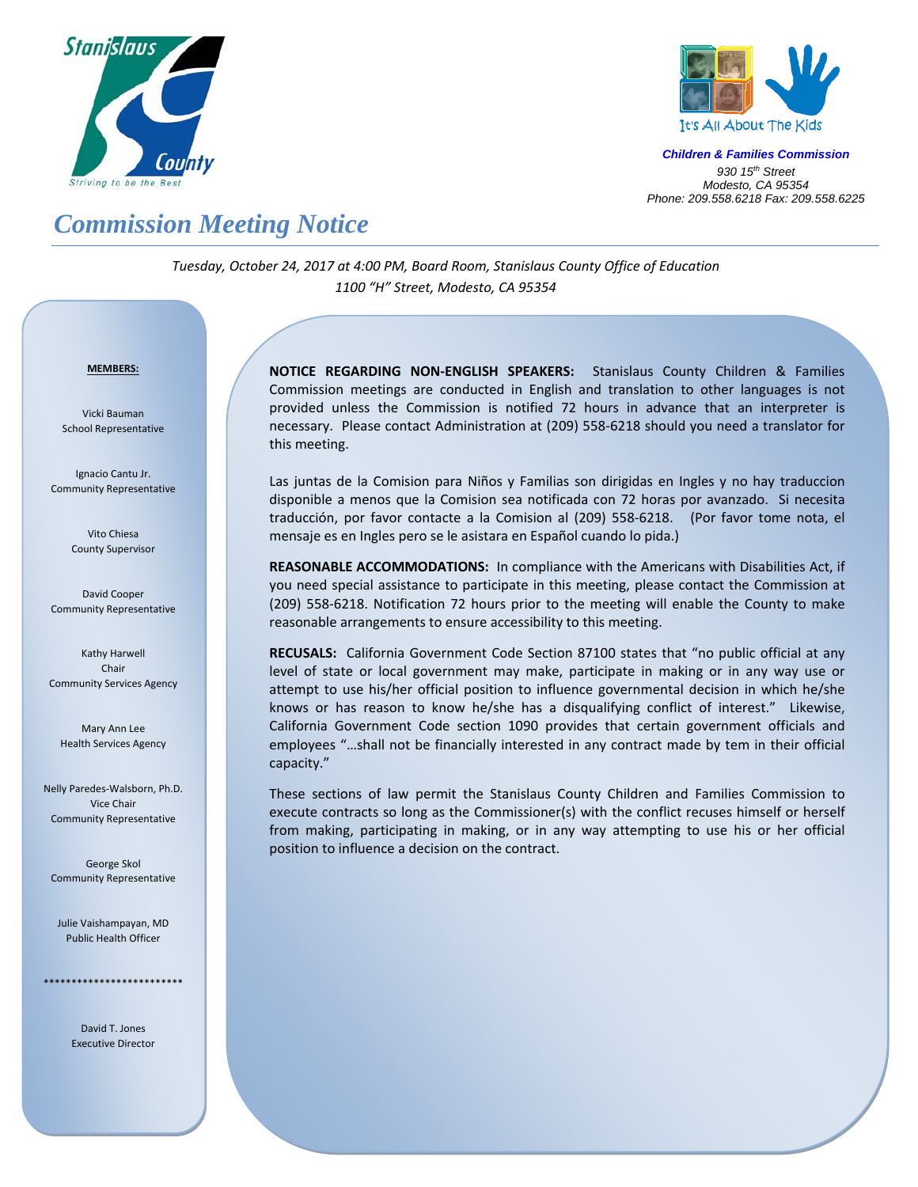Children & Families Commission

930 15th Street
Modesto, CA 95354
Phone: 209.558.6218 Fax: 209.558.6225

# Commission Meeting Notice

*Tuesday, October 24, 2017 at 4:00 PM, Board Room, Stanislaus County Office of Education*
*1100 "H" Street, Modesto, CA 95354*

**MEMBERS:**

Vicki Bauman
School Representative

Ignacio Cantu Jr.
Community Representative

Vito Chiesa
County Supervisor

David Cooper
Community Representative

Kathy Harwell
Chair
Community Services Agency

Mary Ann Lee
Health Services Agency

Nelly Paredes-Walsborn, Ph.D.
Vice Chair
Community Representative

George Skol
Community Representative

Julie Vaishampayan, MD
Public Health Officer

*************************

David T. Jones
Executive Director

**NOTICE REGARDING NON-ENGLISH SPEAKERS:** Stanislaus County Children & Families Commission meetings are conducted in English and translation to other languages is not provided unless the Commission is notified 72 hours in advance that an interpreter is necessary. Please contact Administration at (209) 558-6218 should you need a translator for this meeting.

Las juntas de la Comision para Niños y Familias son dirigidas en Ingles y no hay traduccion disponible a menos que la Comision sea notificada con 72 horas por avanzado. Si necesita traducción, por favor contacte a la Comision al (209) 558-6218. (Por favor tome nota, el mensaje es en Ingles pero se le asistara en Español cuando lo pida.)

**REASONABLE ACCOMMODATIONS:** In compliance with the Americans with Disabilities Act, if you need special assistance to participate in this meeting, please contact the Commission at (209) 558-6218. Notification 72 hours prior to the meeting will enable the County to make reasonable arrangements to ensure accessibility to this meeting.

**RECUSALS:** California Government Code Section 87100 states that "no public official at any level of state or local government may make, participate in making or in any way use or attempt to use his/her official position to influence governmental decision in which he/she knows or has reason to know he/she has a disqualifying conflict of interest." Likewise, California Government Code section 1090 provides that certain government officials and employees "…shall not be financially interested in any contract made by tem in their official capacity."

These sections of law permit the Stanislaus County Children and Families Commission to execute contracts so long as the Commissioner(s) with the conflict recuses himself or herself from making, participating in making, or in any way attempting to use his or her official position to influence a decision on the contract.